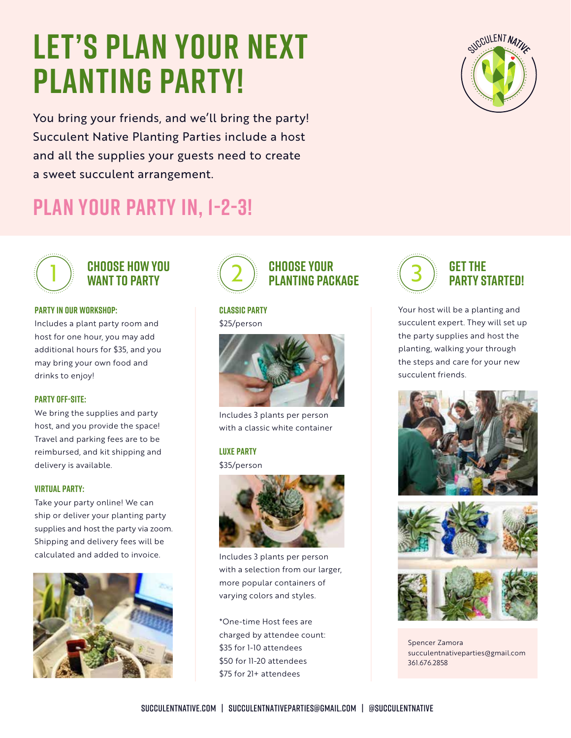# LET'S PLAN YOUR NEXT PLANTING PARTY!

You bring your friends, and we'll bring the party! Succulent Native Planting Parties include a host and all the supplies your guests need to create a sweet succulent arrangement.

## PLAN YOUR PARTY IN, 1-2-3!

### 1 CHOOSE HOW YOU WANT TO PARTY

**PARTY IN OUR WORKSHOP:**
Includes a plant party room and host for one hour, you may add additional hours for $35, and you may bring your own food and drinks to enjoy!

**PARTY OFF-SITE:**
We bring the supplies and party host, and you provide the space! Travel and parking fees are to be reimbursed, and kit shipping and delivery is available.

**VIRTUAL PARTY:**
Take your party online! We can ship or deliver your planting party supplies and host the party via zoom. Shipping and delivery fees will be calculated and added to invoice.

### 2 CHOOSE YOUR PLANTING PACKAGE

**CLASSIC PARTY**
$25/person

Includes 3 plants per person with a classic white container

**LUXE PARTY**
$35/person

Includes 3 plants per person with a selection from our larger, more popular containers of varying colors and styles.

*One-time Host fees are charged by attendee count:
$35 for 1-10 attendees
$50 for 11-20 attendees
$75 for 21+ attendees

### 3 GET THE PARTY STARTED!

Your host will be a planting and succulent expert. They will set up the party supplies and host the planting, walking your through the steps and care for your new succulent friends.

Spencer Zamora
succulentnativeparties@gmail.com
361.676.2858

SUCCULENTNATIVE.COM | SUCCULENTNATIVEPARTIES@GMAIL.COM | @SUCCULENTNATIVE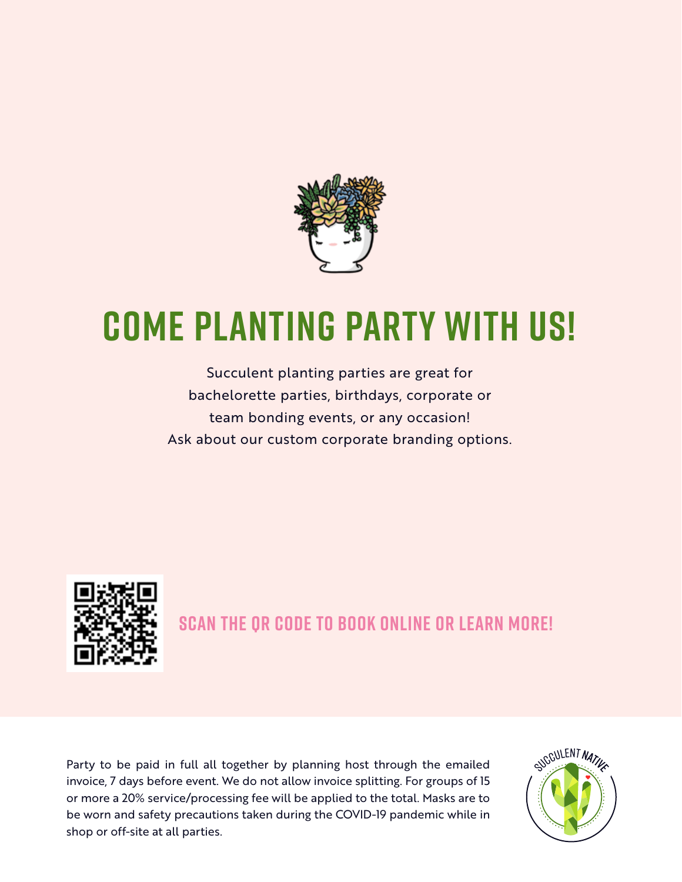# COME PLANTING PARTY WITH US!

Succulent planting parties are great for bachelorette parties, birthdays, corporate or team bonding events, or any occasion! Ask about our custom corporate branding options.

## SCAN THE QR CODE TO BOOK ONLINE OR LEARN MORE!

Party to be paid in full all together by planning host through the emailed invoice, 7 days before event. We do not allow invoice splitting. For groups of 15 or more a 20% service/processing fee will be applied to the total. Masks are to be worn and safety precautions taken during the COVID-19 pandemic while in shop or off-site at all parties.

SUCCULENT NATIVE